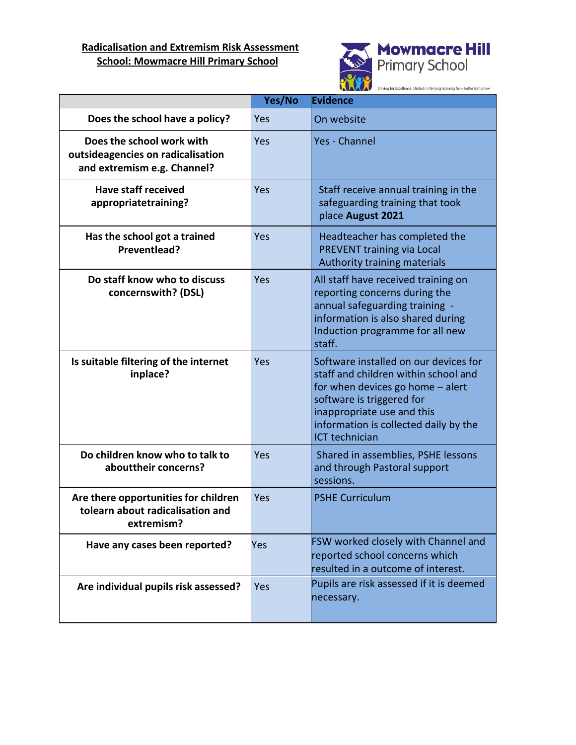**Radicalisation and Extremism Risk Assessment**
**School: Mowmacre Hill Primary School**

Mowmacre Hill Primary School

Striving for Excellence; United in life-long learning for a better tomorrow

| | Yes/No | Evidence |
|---|---|---|
| **Does the school have a policy?** | Yes | On website |
| **Does the school work with outsideagencies on radicalisation and extremism e.g. Channel?** | Yes | Yes - Channel |
| **Have staff received appropriatetraining?** | Yes | Staff receive annual training in the safeguarding training that took place **August 2021** |
| **Has the school got a trained Preventlead?** | Yes | Headteacher has completed the PREVENT training via Local Authority training materials |
| **Do staff know who to discuss concernswith? (DSL)** | Yes | All staff have received training on reporting concerns during the annual safeguarding training - information is also shared during Induction programme for all new staff. |
| **Is suitable filtering of the internet inplace?** | Yes | Software installed on our devices for staff and children within school and for when devices go home – alert software is triggered for inappropriate use and this information is collected daily by the ICT technician |
| **Do children know who to talk to abouttheir concerns?** | Yes | Shared in assemblies, PSHE lessons and through Pastoral support sessions. |
| **Are there opportunities for children tolearn about radicalisation and extremism?** | Yes | PSHE Curriculum |
| **Have any cases been reported?** | Yes | FSW worked closely with Channel and reported school concerns which resulted in a outcome of interest. |
| **Are individual pupils risk assessed?** | Yes | Pupils are risk assessed if it is deemed necessary. |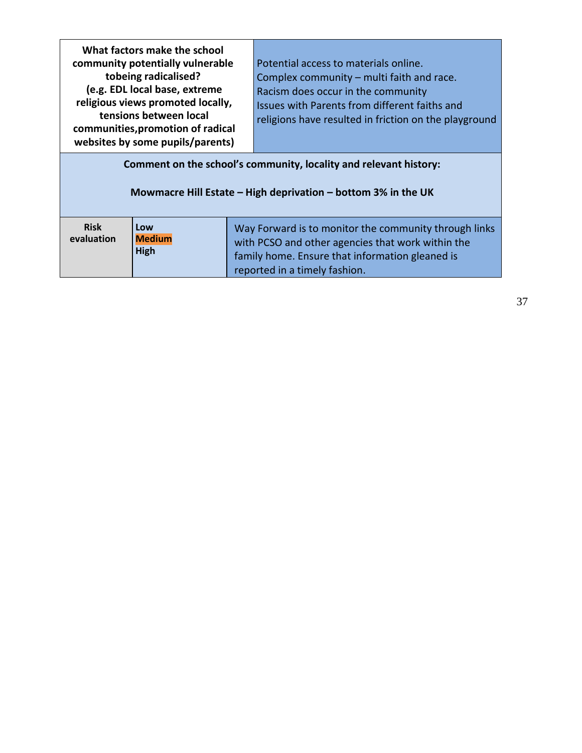| | |
|---|---|
| **What factors make the school community potentially vulnerable tobeing radicalised? (e.g. EDL local base, extreme religious views promoted locally, tensions between local communities,promotion of radical websites by some pupils/parents)** | Potential access to materials online.<br>Complex community – multi faith and race.<br>Racism does occur in the community<br>Issues with Parents from different faiths and religions have resulted in friction on the playground |

**Comment on the school's community, locality and relevant history:**

**Mowmacre Hill Estate – High deprivation – bottom 3% in the UK**

| | | |
|---|---|---|
| **Risk evaluation** | **Low**<br>**Medium**<br>**High** | Way Forward is to monitor the community through links with PCSO and other agencies that work within the family home. Ensure that information gleaned is reported in a timely fashion. |